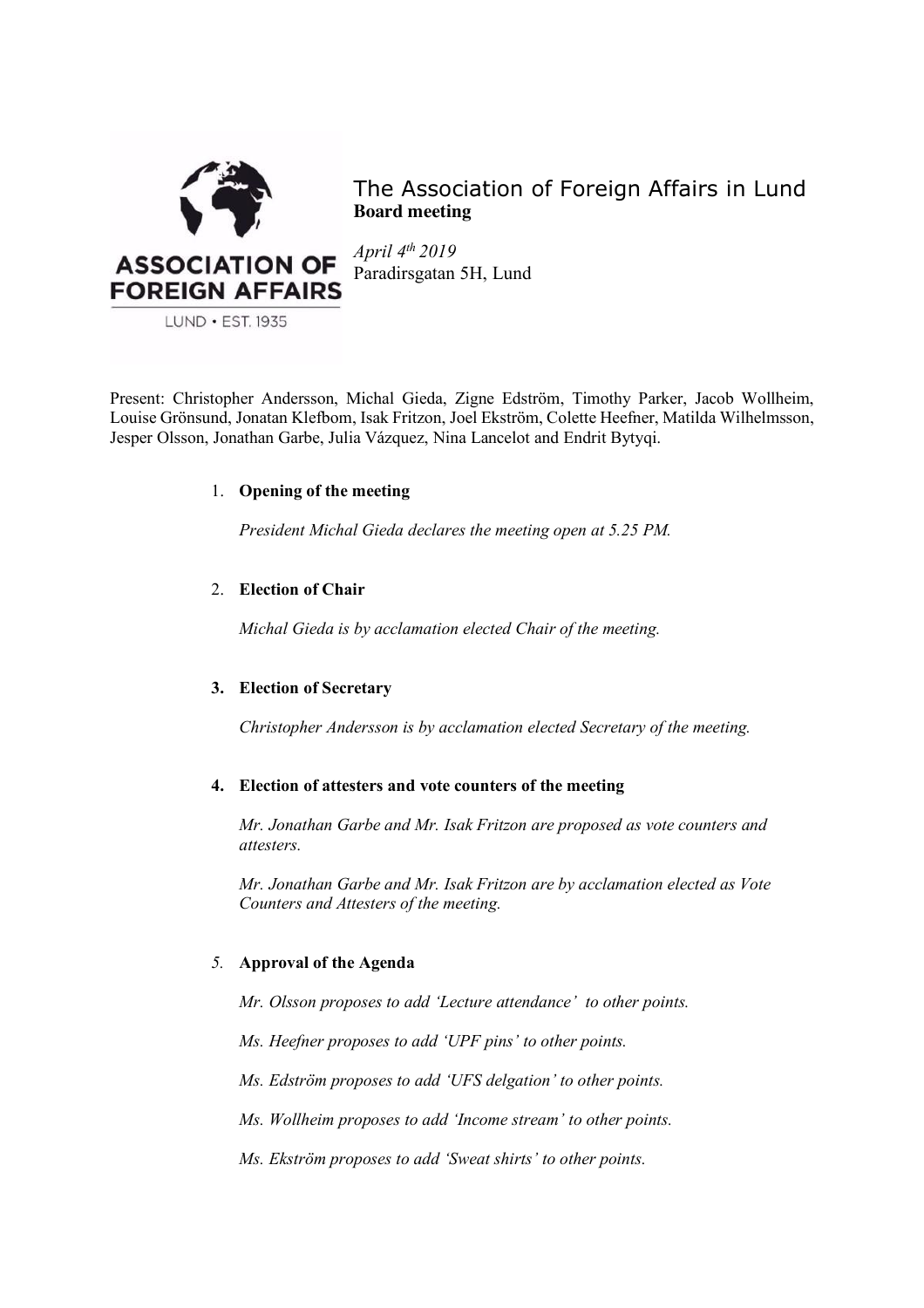# The Association of Foreign Affairs in Lund

**Board meeting**

*April 4th 2019*
Paradirsgatan 5H, Lund

Present: Christopher Andersson, Michal Gieda, Zigne Edström, Timothy Parker, Jacob Wollheim, Louise Grönsund, Jonatan Klefbom, Isak Fritzon, Joel Ekström, Colette Heefner, Matilda Wilhelmsson, Jesper Olsson, Jonathan Garbe, Julia Vázquez, Nina Lancelot and Endrit Bytyqi.

1. **Opening of the meeting**

   *President Michal Gieda declares the meeting open at 5.25 PM.*

2. **Election of Chair**

   *Michal Gieda is by acclamation elected Chair of the meeting.*

3. **Election of Secretary**

   *Christopher Andersson is by acclamation elected Secretary of the meeting.*

4. **Election of attesters and vote counters of the meeting**

   *Mr. Jonathan Garbe and Mr. Isak Fritzon are proposed as vote counters and attesters.*

   *Mr. Jonathan Garbe and Mr. Isak Fritzon are by acclamation elected as Vote Counters and Attesters of the meeting.*

5. **Approval of the Agenda**

   *Mr. Olsson proposes to add 'Lecture attendance' to other points.*

   *Ms. Heefner proposes to add 'UPF pins' to other points.*

   *Ms. Edström proposes to add 'UFS delgation' to other points.*

   *Ms. Wollheim proposes to add 'Income stream' to other points.*

   *Ms. Ekström proposes to add 'Sweat shirts' to other points.*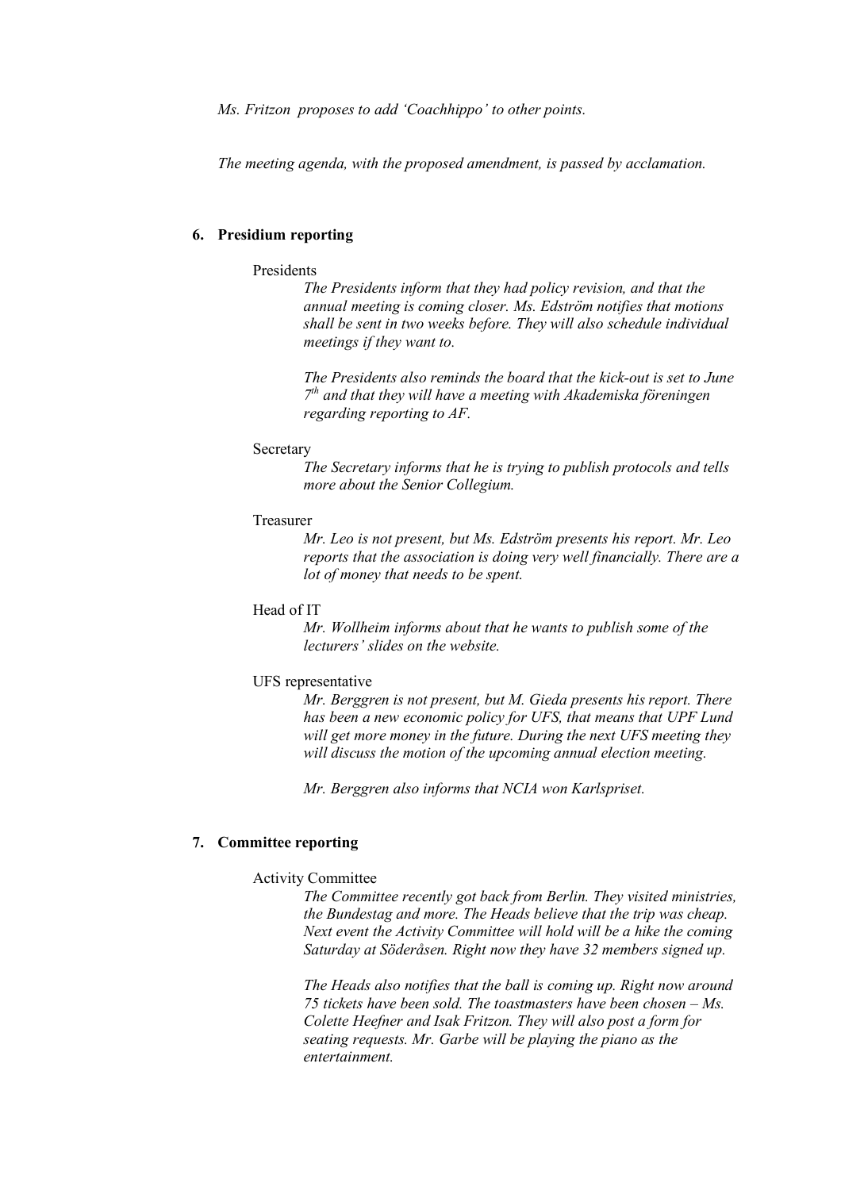*Ms. Fritzon proposes to add 'Coachhippo' to other points.*

*The meeting agenda, with the proposed amendment, is passed by acclamation.*

## 6. Presidium reporting

Presidents

*The Presidents inform that they had policy revision, and that the annual meeting is coming closer. Ms. Edström notifies that motions shall be sent in two weeks before. They will also schedule individual meetings if they want to.*

*The Presidents also reminds the board that the kick-out is set to June 7th and that they will have a meeting with Akademiska föreningen regarding reporting to AF.*

Secretary

*The Secretary informs that he is trying to publish protocols and tells more about the Senior Collegium.*

Treasurer

*Mr. Leo is not present, but Ms. Edström presents his report. Mr. Leo reports that the association is doing very well financially. There are a lot of money that needs to be spent.*

Head of IT

*Mr. Wollheim informs about that he wants to publish some of the lecturers' slides on the website.*

UFS representative

*Mr. Berggren is not present, but M. Gieda presents his report. There has been a new economic policy for UFS, that means that UPF Lund will get more money in the future. During the next UFS meeting they will discuss the motion of the upcoming annual election meeting.*

*Mr. Berggren also informs that NCIA won Karlspriset.*

## 7. Committee reporting

Activity Committee

*The Committee recently got back from Berlin. They visited ministries, the Bundestag and more. The Heads believe that the trip was cheap. Next event the Activity Committee will hold will be a hike the coming Saturday at Söderåsen. Right now they have 32 members signed up.*

*The Heads also notifies that the ball is coming up. Right now around 75 tickets have been sold. The toastmasters have been chosen – Ms. Colette Heefner and Isak Fritzon. They will also post a form for seating requests. Mr. Garbe will be playing the piano as the entertainment.*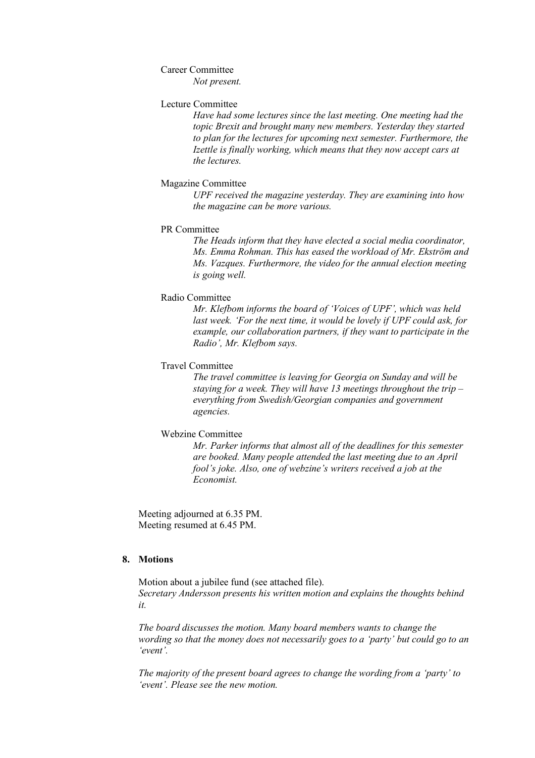Career Committee

*Not present.*

Lecture Committee

*Have had some lectures since the last meeting. One meeting had the topic Brexit and brought many new members. Yesterday they started to plan for the lectures for upcoming next semester. Furthermore, the Izettle is finally working, which means that they now accept cars at the lectures.*

Magazine Committee

*UPF received the magazine yesterday. They are examining into how the magazine can be more various.*

PR Committee

*The Heads inform that they have elected a social media coordinator, Ms. Emma Rohman. This has eased the workload of Mr. Ekström and Ms. Vazques. Furthermore, the video for the annual election meeting is going well.*

Radio Committee

*Mr. Klefbom informs the board of 'Voices of UPF', which was held last week. 'For the next time, it would be lovely if UPF could ask, for example, our collaboration partners, if they want to participate in the Radio', Mr. Klefbom says.*

Travel Committee

*The travel committee is leaving for Georgia on Sunday and will be staying for a week. They will have 13 meetings throughout the trip – everything from Swedish/Georgian companies and government agencies.*

Webzine Committee

*Mr. Parker informs that almost all of the deadlines for this semester are booked. Many people attended the last meeting due to an April fool's joke. Also, one of webzine's writers received a job at the Economist.*

Meeting adjourned at 6.35 PM.
Meeting resumed at 6.45 PM.

## 8. Motions

Motion about a jubilee fund (see attached file).
*Secretary Andersson presents his written motion and explains the thoughts behind it.*

*The board discusses the motion. Many board members wants to change the wording so that the money does not necessarily goes to a 'party' but could go to an 'event'.*

*The majority of the present board agrees to change the wording from a 'party' to 'event'. Please see the new motion.*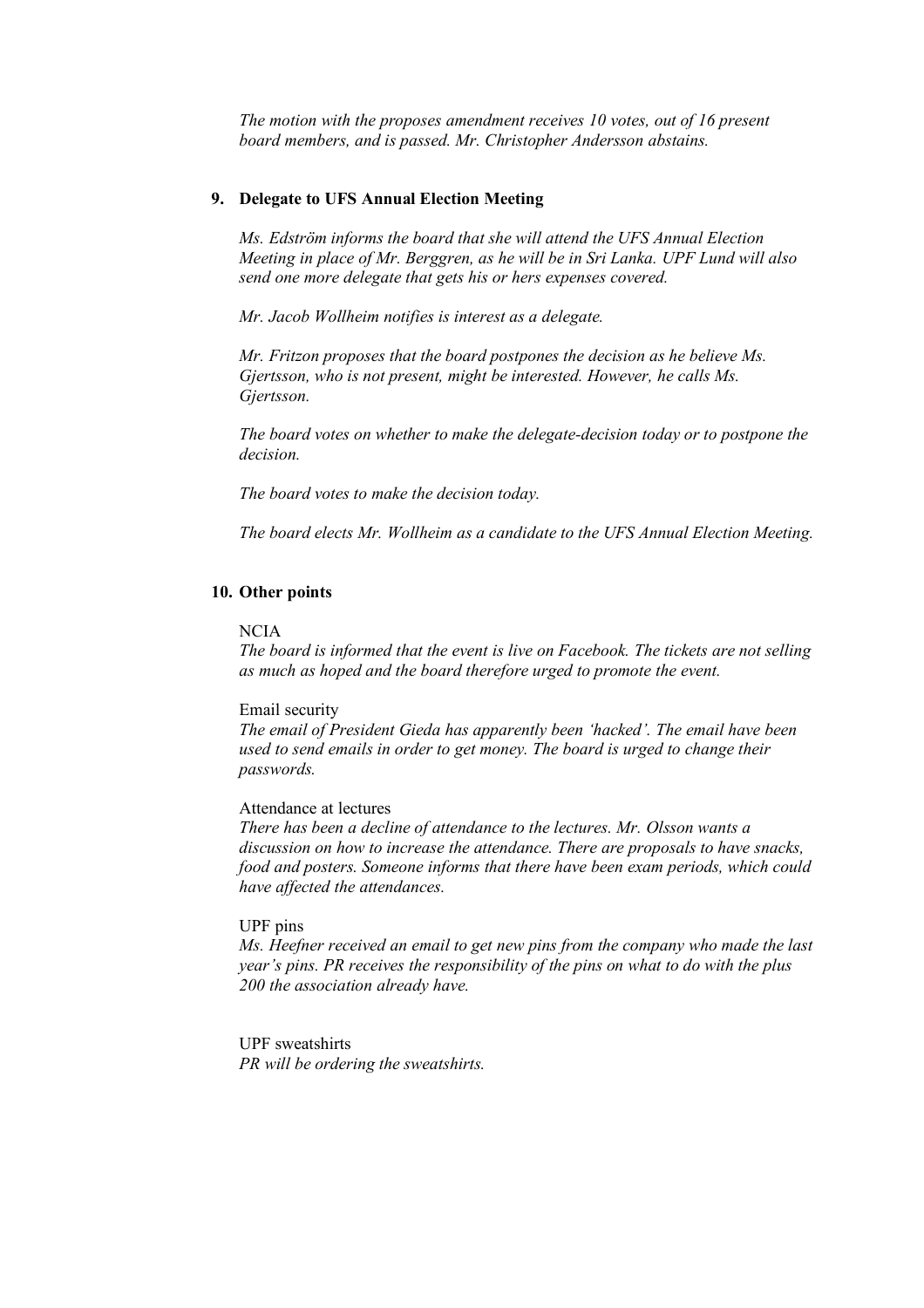*The motion with the proposes amendment receives 10 votes, out of 16 present board members, and is passed. Mr. Christopher Andersson abstains.*

## 9. Delegate to UFS Annual Election Meeting

*Ms. Edström informs the board that she will attend the UFS Annual Election Meeting in place of Mr. Berggren, as he will be in Sri Lanka. UPF Lund will also send one more delegate that gets his or hers expenses covered.*

*Mr. Jacob Wollheim notifies is interest as a delegate.*

*Mr. Fritzon proposes that the board postpones the decision as he believe Ms. Gjertsson, who is not present, might be interested. However, he calls Ms. Gjertsson.*

*The board votes on whether to make the delegate-decision today or to postpone the decision.*

*The board votes to make the decision today.*

*The board elects Mr. Wollheim as a candidate to the UFS Annual Election Meeting.*

## 10. Other points

NCIA
*The board is informed that the event is live on Facebook. The tickets are not selling as much as hoped and the board therefore urged to promote the event.*

Email security
*The email of President Gieda has apparently been 'hacked'. The email have been used to send emails in order to get money. The board is urged to change their passwords.*

Attendance at lectures
*There has been a decline of attendance to the lectures. Mr. Olsson wants a discussion on how to increase the attendance. There are proposals to have snacks, food and posters. Someone informs that there have been exam periods, which could have affected the attendances.*

UPF pins
*Ms. Heefner received an email to get new pins from the company who made the last year's pins. PR receives the responsibility of the pins on what to do with the plus 200 the association already have.*

UPF sweatshirts
*PR will be ordering the sweatshirts.*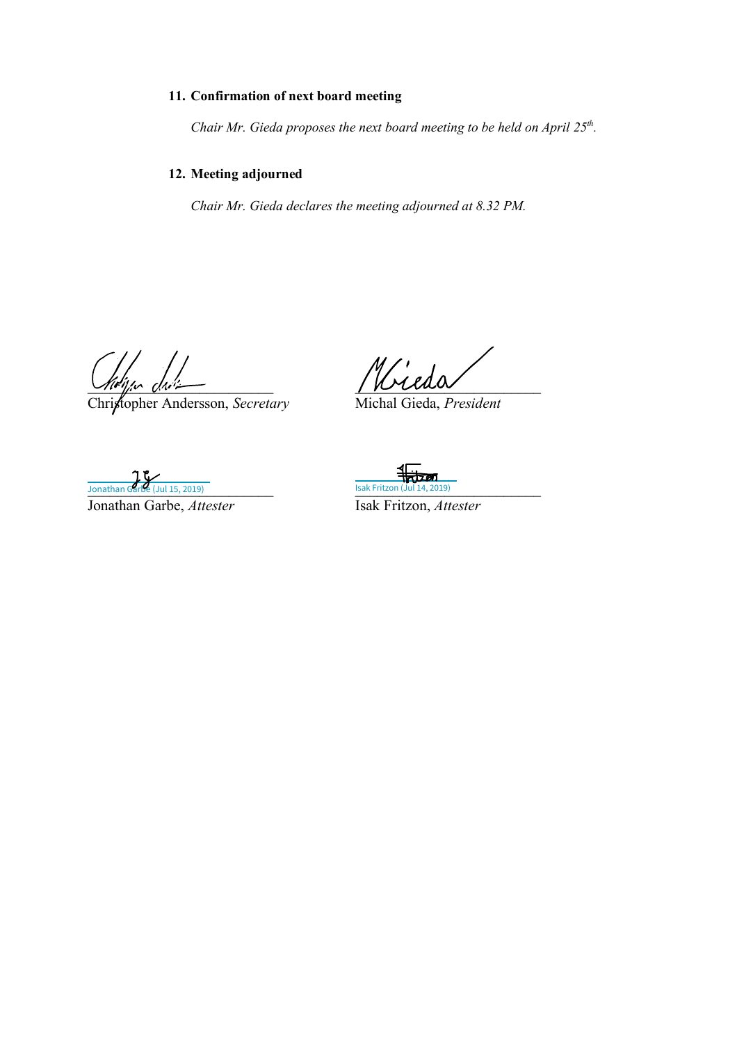11. **Confirmation of next board meeting**

    *Chair Mr. Gieda proposes the next board meeting to be held on April 25th.*

12. **Meeting adjourned**

    *Chair Mr. Gieda declares the meeting adjourned at 8.32 PM.*

Christopher Andersson, *Secretary*

Michal Gieda, *President*

Jonathan Garbe (Jul 15, 2019)

Jonathan Garbe, *Attester*

Isak Fritzon (Jul 14, 2019)

Isak Fritzon, *Attester*